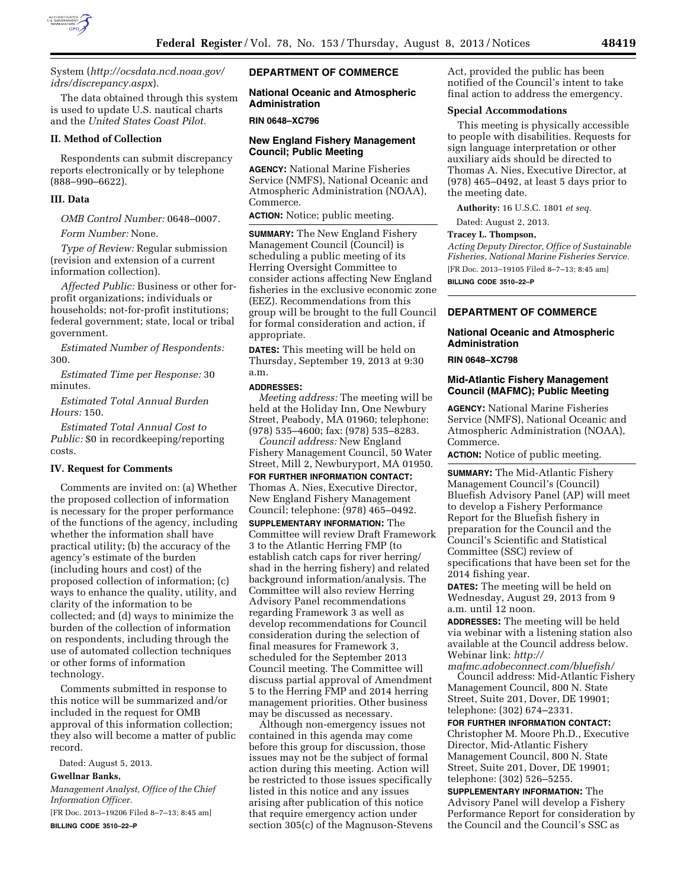System (*http://ocsdata.ncd.noaa.gov/idrs/discrepancy.aspx*).

The data obtained through this system is used to update U.S. nautical charts and the *United States Coast Pilot.*

## II. Method of Collection

Respondents can submit discrepancy reports electronically or by telephone (888–990–6622).

## III. Data

*OMB Control Number:* 0648–0007.

*Form Number:* None.

*Type of Review:* Regular submission (revision and extension of a current information collection).

*Affected Public:* Business or other for-profit organizations; individuals or households; not-for-profit institutions; federal government; state, local or tribal government.

*Estimated Number of Respondents:* 300.

*Estimated Time per Response:* 30 minutes.

*Estimated Total Annual Burden Hours:* 150.

*Estimated Total Annual Cost to Public:* $0 in recordkeeping/reporting costs.

## IV. Request for Comments

Comments are invited on: (a) Whether the proposed collection of information is necessary for the proper performance of the functions of the agency, including whether the information shall have practical utility; (b) the accuracy of the agency's estimate of the burden (including hours and cost) of the proposed collection of information; (c) ways to enhance the quality, utility, and clarity of the information to be collected; and (d) ways to minimize the burden of the collection of information on respondents, including through the use of automated collection techniques or other forms of information technology.

Comments submitted in response to this notice will be summarized and/or included in the request for OMB approval of this information collection; they also will become a matter of public record.

Dated: August 5, 2013.

**Gwellnar Banks,**

*Management Analyst, Office of the Chief Information Officer.*

[FR Doc. 2013–19206 Filed 8–7–13; 8:45 am]

**BILLING CODE 3510–22–P**

---

# DEPARTMENT OF COMMERCE

## National Oceanic and Atmospheric Administration

**RIN 0648–XC796**

## New England Fishery Management Council; Public Meeting

**AGENCY:** National Marine Fisheries Service (NMFS), National Oceanic and Atmospheric Administration (NOAA), Commerce.

**ACTION:** Notice; public meeting.

**SUMMARY:** The New England Fishery Management Council (Council) is scheduling a public meeting of its Herring Oversight Committee to consider actions affecting New England fisheries in the exclusive economic zone (EEZ). Recommendations from this group will be brought to the full Council for formal consideration and action, if appropriate.

**DATES:** This meeting will be held on Thursday, September 19, 2013 at 9:30 a.m.

**ADDRESSES:**

*Meeting address:* The meeting will be held at the Holiday Inn, One Newbury Street, Peabody, MA 01960; telephone: (978) 535–4600; fax: (978) 535–8283.

*Council address:* New England Fishery Management Council, 50 Water Street, Mill 2, Newburyport, MA 01950.

**FOR FURTHER INFORMATION CONTACT:** Thomas A. Nies, Executive Director, New England Fishery Management Council; telephone: (978) 465–0492.

**SUPPLEMENTARY INFORMATION:** The Committee will review Draft Framework 3 to the Atlantic Herring FMP (to establish catch caps for river herring/shad in the herring fishery) and related background information/analysis. The Committee will also review Herring Advisory Panel recommendations regarding Framework 3 as well as develop recommendations for Council consideration during the selection of final measures for Framework 3, scheduled for the September 2013 Council meeting. The Committee will discuss partial approval of Amendment 5 to the Herring FMP and 2014 herring management priorities. Other business may be discussed as necessary.

Although non-emergency issues not contained in this agenda may come before this group for discussion, those issues may not be the subject of formal action during this meeting. Action will be restricted to those issues specifically listed in this notice and any issues arising after publication of this notice that require emergency action under section 305(c) of the Magnuson-Stevens Act, provided the public has been notified of the Council's intent to take final action to address the emergency.

## Special Accommodations

This meeting is physically accessible to people with disabilities. Requests for sign language interpretation or other auxiliary aids should be directed to Thomas A. Nies, Executive Director, at (978) 465–0492, at least 5 days prior to the meeting date.

**Authority:** 16 U.S.C. 1801 *et seq.*

Dated: August 2, 2013.

**Tracey L. Thompson,**

*Acting Deputy Director, Office of Sustainable Fisheries, National Marine Fisheries Service.*

[FR Doc. 2013–19105 Filed 8–7–13; 8:45 am]

**BILLING CODE 3510–22–P**

---

# DEPARTMENT OF COMMERCE

## National Oceanic and Atmospheric Administration

**RIN 0648–XC798**

## Mid-Atlantic Fishery Management Council (MAFMC); Public Meeting

**AGENCY:** National Marine Fisheries Service (NMFS), National Oceanic and Atmospheric Administration (NOAA), Commerce.

**ACTION:** Notice of public meeting.

**SUMMARY:** The Mid-Atlantic Fishery Management Council's (Council) Bluefish Advisory Panel (AP) will meet to develop a Fishery Performance Report for the Bluefish fishery in preparation for the Council and the Council's Scientific and Statistical Committee (SSC) review of specifications that have been set for the 2014 fishing year.

**DATES:** The meeting will be held on Wednesday, August 29, 2013 from 9 a.m. until 12 noon.

**ADDRESSES:** The meeting will be held via webinar with a listening station also available at the Council address below. Webinar link: *http://mafmc.adobeconnect.com/bluefish/*

Council address: Mid-Atlantic Fishery Management Council, 800 N. State Street, Suite 201, Dover, DE 19901; telephone: (302) 674–2331.

**FOR FURTHER INFORMATION CONTACT:** Christopher M. Moore Ph.D., Executive Director, Mid-Atlantic Fishery Management Council, 800 N. State Street, Suite 201, Dover, DE 19901; telephone: (302) 526–5255.

**SUPPLEMENTARY INFORMATION:** The Advisory Panel will develop a Fishery Performance Report for consideration by the Council and the Council's SSC as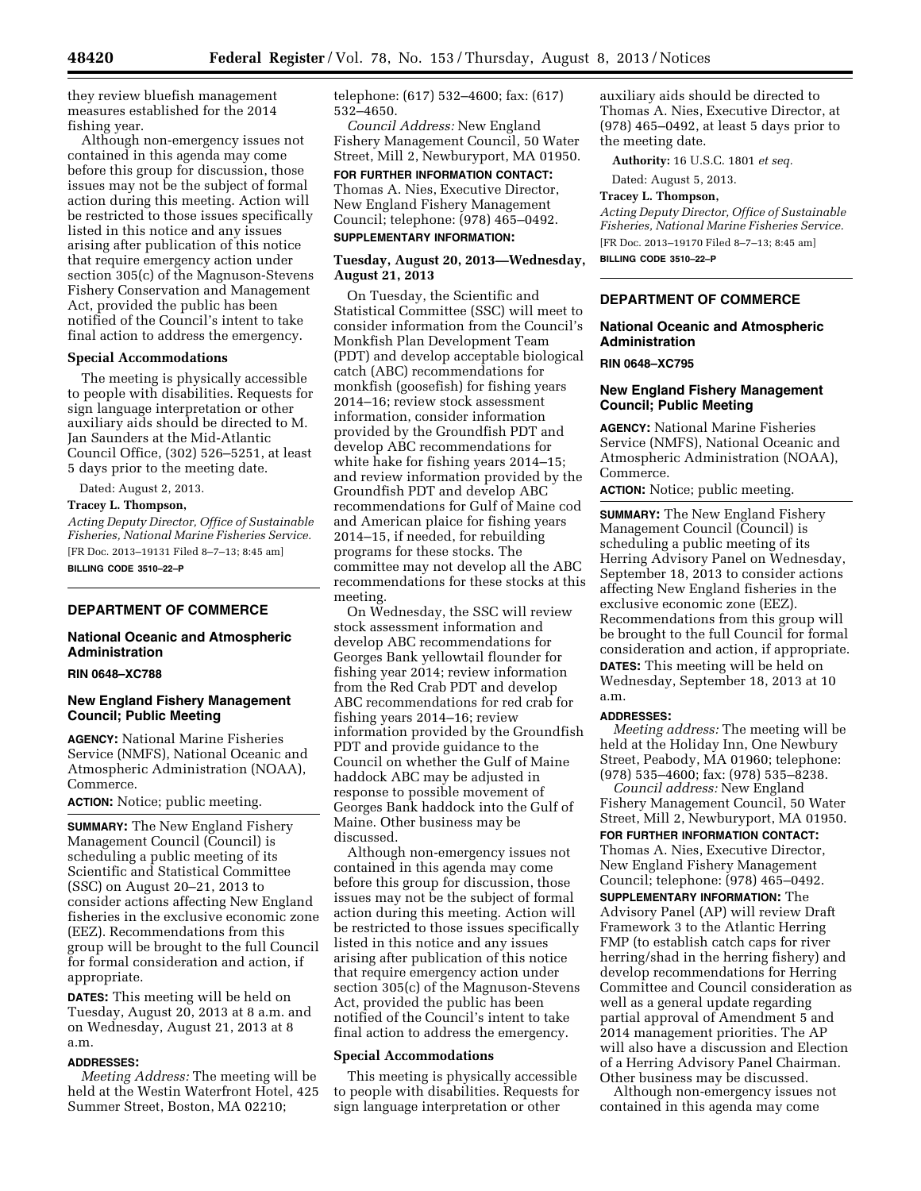they review bluefish management measures established for the 2014 fishing year.

Although non-emergency issues not contained in this agenda may come before this group for discussion, those issues may not be the subject of formal action during this meeting. Action will be restricted to those issues specifically listed in this notice and any issues arising after publication of this notice that require emergency action under section 305(c) of the Magnuson-Stevens Fishery Conservation and Management Act, provided the public has been notified of the Council's intent to take final action to address the emergency.

### Special Accommodations

The meeting is physically accessible to people with disabilities. Requests for sign language interpretation or other auxiliary aids should be directed to M. Jan Saunders at the Mid-Atlantic Council Office, (302) 526–5251, at least 5 days prior to the meeting date.

Dated: August 2, 2013.

**Tracey L. Thompson,**

*Acting Deputy Director, Office of Sustainable Fisheries, National Marine Fisheries Service.*

[FR Doc. 2013–19131 Filed 8–7–13; 8:45 am]

**BILLING CODE 3510–22–P**

---

## DEPARTMENT OF COMMERCE

### National Oceanic and Atmospheric Administration

**RIN 0648–XC788**

### New England Fishery Management Council; Public Meeting

**AGENCY:** National Marine Fisheries Service (NMFS), National Oceanic and Atmospheric Administration (NOAA), Commerce.

**ACTION:** Notice; public meeting.

**SUMMARY:** The New England Fishery Management Council (Council) is scheduling a public meeting of its Scientific and Statistical Committee (SSC) on August 20–21, 2013 to consider actions affecting New England fisheries in the exclusive economic zone (EEZ). Recommendations from this group will be brought to the full Council for formal consideration and action, if appropriate.

**DATES:** This meeting will be held on Tuesday, August 20, 2013 at 8 a.m. and on Wednesday, August 21, 2013 at 8 a.m.

**ADDRESSES:**

*Meeting Address:* The meeting will be held at the Westin Waterfront Hotel, 425 Summer Street, Boston, MA 02210; telephone: (617) 532–4600; fax: (617) 532–4650.

*Council Address:* New England Fishery Management Council, 50 Water Street, Mill 2, Newburyport, MA 01950.

**FOR FURTHER INFORMATION CONTACT:** Thomas A. Nies, Executive Director, New England Fishery Management Council; telephone: (978) 465–0492.

**SUPPLEMENTARY INFORMATION:**

### Tuesday, August 20, 2013—Wednesday, August 21, 2013

On Tuesday, the Scientific and Statistical Committee (SSC) will meet to consider information from the Council's Monkfish Plan Development Team (PDT) and develop acceptable biological catch (ABC) recommendations for monkfish (goosefish) for fishing years 2014–16; review stock assessment information, consider information provided by the Groundfish PDT and develop ABC recommendations for white hake for fishing years 2014–15; and review information provided by the Groundfish PDT and develop ABC recommendations for Gulf of Maine cod and American plaice for fishing years 2014–15, if needed, for rebuilding programs for these stocks. The committee may not develop all the ABC recommendations for these stocks at this meeting.

On Wednesday, the SSC will review stock assessment information and develop ABC recommendations for Georges Bank yellowtail flounder for fishing year 2014; review information from the Red Crab PDT and develop ABC recommendations for red crab for fishing years 2014–16; review information provided by the Groundfish PDT and provide guidance to the Council on whether the Gulf of Maine haddock ABC may be adjusted in response to possible movement of Georges Bank haddock into the Gulf of Maine. Other business may be discussed.

Although non-emergency issues not contained in this agenda may come before this group for discussion, those issues may not be the subject of formal action during this meeting. Action will be restricted to those issues specifically listed in this notice and any issues arising after publication of this notice that require emergency action under section 305(c) of the Magnuson-Stevens Act, provided the public has been notified of the Council's intent to take final action to address the emergency.

### Special Accommodations

This meeting is physically accessible to people with disabilities. Requests for sign language interpretation or other auxiliary aids should be directed to Thomas A. Nies, Executive Director, at (978) 465–0492, at least 5 days prior to the meeting date.

**Authority:** 16 U.S.C. 1801 *et seq.*

Dated: August 5, 2013.

**Tracey L. Thompson,**

*Acting Deputy Director, Office of Sustainable Fisheries, National Marine Fisheries Service.*

[FR Doc. 2013–19170 Filed 8–7–13; 8:45 am]

**BILLING CODE 3510–22–P**

---

## DEPARTMENT OF COMMERCE

### National Oceanic and Atmospheric Administration

**RIN 0648–XC795**

### New England Fishery Management Council; Public Meeting

**AGENCY:** National Marine Fisheries Service (NMFS), National Oceanic and Atmospheric Administration (NOAA), Commerce.

**ACTION:** Notice; public meeting.

**SUMMARY:** The New England Fishery Management Council (Council) is scheduling a public meeting of its Herring Advisory Panel on Wednesday, September 18, 2013 to consider actions affecting New England fisheries in the exclusive economic zone (EEZ). Recommendations from this group will be brought to the full Council for formal consideration and action, if appropriate.

**DATES:** This meeting will be held on Wednesday, September 18, 2013 at 10 a.m.

**ADDRESSES:**

*Meeting address:* The meeting will be held at the Holiday Inn, One Newbury Street, Peabody, MA 01960; telephone: (978) 535–4600; fax: (978) 535–8238.

*Council address:* New England Fishery Management Council, 50 Water Street, Mill 2, Newburyport, MA 01950.

**FOR FURTHER INFORMATION CONTACT:** Thomas A. Nies, Executive Director, New England Fishery Management Council; telephone: (978) 465–0492.

**SUPPLEMENTARY INFORMATION:** The Advisory Panel (AP) will review Draft Framework 3 to the Atlantic Herring FMP (to establish catch caps for river herring/shad in the herring fishery) and develop recommendations for Herring Committee and Council consideration as well as a general update regarding partial approval of Amendment 5 and 2014 management priorities. The AP will also have a discussion and Election of a Herring Advisory Panel Chairman. Other business may be discussed.

Although non-emergency issues not contained in this agenda may come